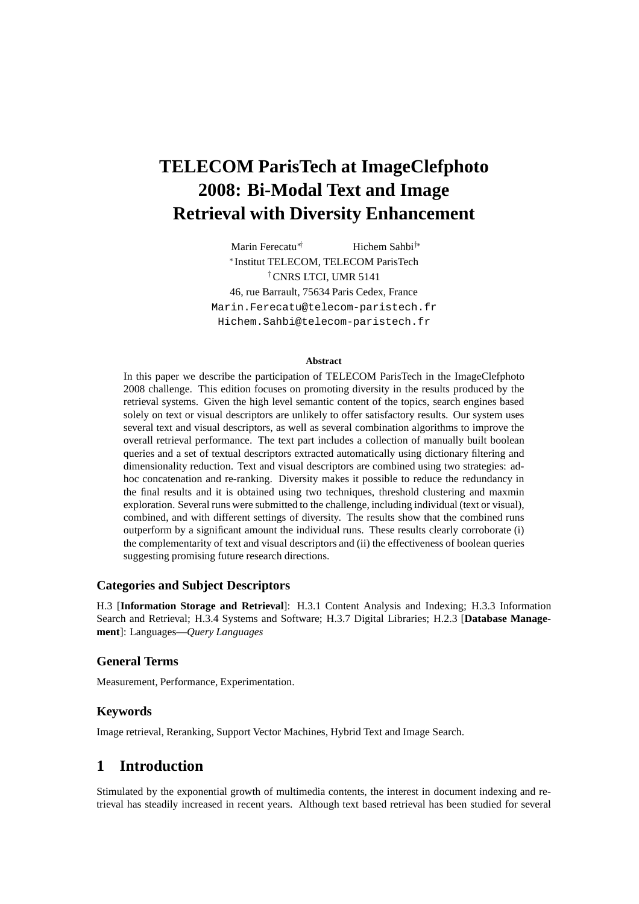# TELECOM ParisTech at ImageClefphoto 2008: Bi-Modal Text and Image Retrieval with Diversity Enhancement

Marin Ferecatu[*†] Hichem Sahbi[†*]

[*] Institut TELECOM, TELECOM ParisTech

[†] CNRS LTCI, UMR 5141

46, rue Barrault, 75634 Paris Cedex, France

Marin.Ferecatu@telecom-paristech.fr

Hichem.Sahbi@telecom-paristech.fr

**Abstract**

In this paper we describe the participation of TELECOM ParisTech in the ImageClefphoto 2008 challenge. This edition focuses on promoting diversity in the results produced by the retrieval systems. Given the high level semantic content of the topics, search engines based solely on text or visual descriptors are unlikely to offer satisfactory results. Our system uses several text and visual descriptors, as well as several combination algorithms to improve the overall retrieval performance. The text part includes a collection of manually built boolean queries and a set of textual descriptors extracted automatically using dictionary filtering and dimensionality reduction. Text and visual descriptors are combined using two strategies: ad-hoc concatenation and re-ranking. Diversity makes it possible to reduce the redundancy in the final results and it is obtained using two techniques, threshold clustering and maxmin exploration. Several runs were submitted to the challenge, including individual (text or visual), combined, and with different settings of diversity. The results show that the combined runs outperform by a significant amount the individual runs. These results clearly corroborate (i) the complementarity of text and visual descriptors and (ii) the effectiveness of boolean queries suggesting promising future research directions.

### Categories and Subject Descriptors

H.3 [**Information Storage and Retrieval**]: H.3.1 Content Analysis and Indexing; H.3.3 Information Search and Retrieval; H.3.4 Systems and Software; H.3.7 Digital Libraries; H.2.3 [**Database Management**]: Languages—*Query Languages*

### General Terms

Measurement, Performance, Experimentation.

### Keywords

Image retrieval, Reranking, Support Vector Machines, Hybrid Text and Image Search.

## 1 Introduction

Stimulated by the exponential growth of multimedia contents, the interest in document indexing and retrieval has steadily increased in recent years. Although text based retrieval has been studied for several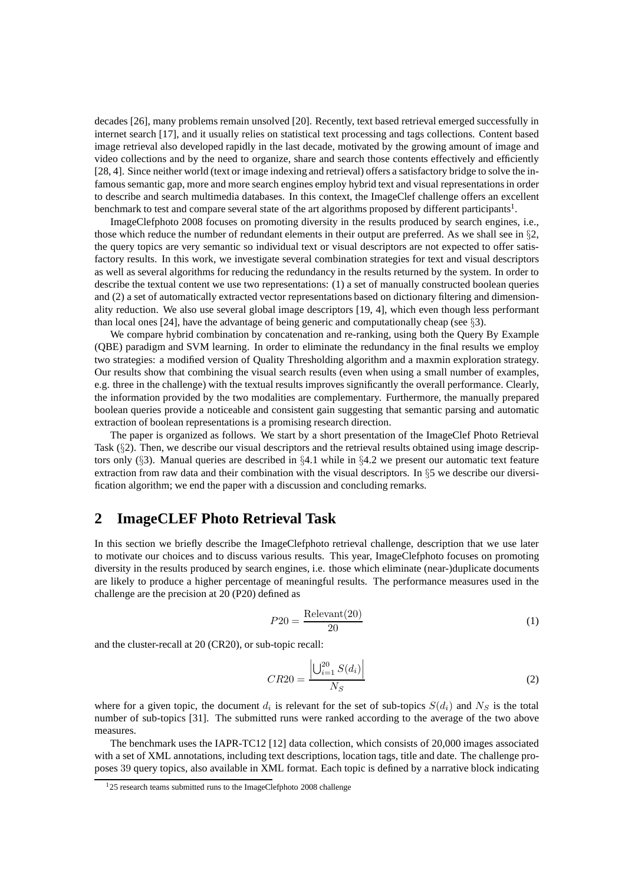decades [26], many problems remain unsolved [20]. Recently, text based retrieval emerged successfully in internet search [17], and it usually relies on statistical text processing and tags collections. Content based image retrieval also developed rapidly in the last decade, motivated by the growing amount of image and video collections and by the need to organize, share and search those contents effectively and efficiently [28, 4]. Since neither world (text or image indexing and retrieval) offers a satisfactory bridge to solve the infamous semantic gap, more and more search engines employ hybrid text and visual representations in order to describe and search multimedia databases. In this context, the ImageClef challenge offers an excellent benchmark to test and compare several state of the art algorithms proposed by different participants[1].

ImageClefphoto 2008 focuses on promoting diversity in the results produced by search engines, i.e., those which reduce the number of redundant elements in their output are preferred. As we shall see in §2, the query topics are very semantic so individual text or visual descriptors are not expected to offer satisfactory results. In this work, we investigate several combination strategies for text and visual descriptors as well as several algorithms for reducing the redundancy in the results returned by the system. In order to describe the textual content we use two representations: (1) a set of manually constructed boolean queries and (2) a set of automatically extracted vector representations based on dictionary filtering and dimensionality reduction. We also use several global image descriptors [19, 4], which even though less performant than local ones [24], have the advantage of being generic and computationally cheap (see §3).

We compare hybrid combination by concatenation and re-ranking, using both the Query By Example (QBE) paradigm and SVM learning. In order to eliminate the redundancy in the final results we employ two strategies: a modified version of Quality Thresholding algorithm and a maxmin exploration strategy. Our results show that combining the visual search results (even when using a small number of examples, e.g. three in the challenge) with the textual results improves significantly the overall performance. Clearly, the information provided by the two modalities are complementary. Furthermore, the manually prepared boolean queries provide a noticeable and consistent gain suggesting that semantic parsing and automatic extraction of boolean representations is a promising research direction.

The paper is organized as follows. We start by a short presentation of the ImageClef Photo Retrieval Task (§2). Then, we describe our visual descriptors and the retrieval results obtained using image descriptors only (§3). Manual queries are described in §4.1 while in §4.2 we present our automatic text feature extraction from raw data and their combination with the visual descriptors. In §5 we describe our diversification algorithm; we end the paper with a discussion and concluding remarks.

## 2 ImageCLEF Photo Retrieval Task

In this section we briefly describe the ImageClefphoto retrieval challenge, description that we use later to motivate our choices and to discuss various results. This year, ImageClefphoto focuses on promoting diversity in the results produced by search engines, i.e. those which eliminate (near-)duplicate documents are likely to produce a higher percentage of meaningful results. The performance measures used in the challenge are the precision at 20 (P20) defined as

$$P20 = \frac{\text{Relevant}(20)}{20} \tag{1}$$

and the cluster-recall at 20 (CR20), or sub-topic recall:

$$CR20 = \frac{\left|\bigcup_{i=1}^{20} S(d_i)\right|}{N_S} \tag{2}$$

where for a given topic, the document $d_i$ is relevant for the set of sub-topics $S(d_i)$ and $N_S$ is the total number of sub-topics [31]. The submitted runs were ranked according to the average of the two above measures.

The benchmark uses the IAPR-TC12 [12] data collection, which consists of 20,000 images associated with a set of XML annotations, including text descriptions, location tags, title and date. The challenge proposes 39 query topics, also available in XML format. Each topic is defined by a narrative block indicating

[1] 25 research teams submitted runs to the ImageClefphoto 2008 challenge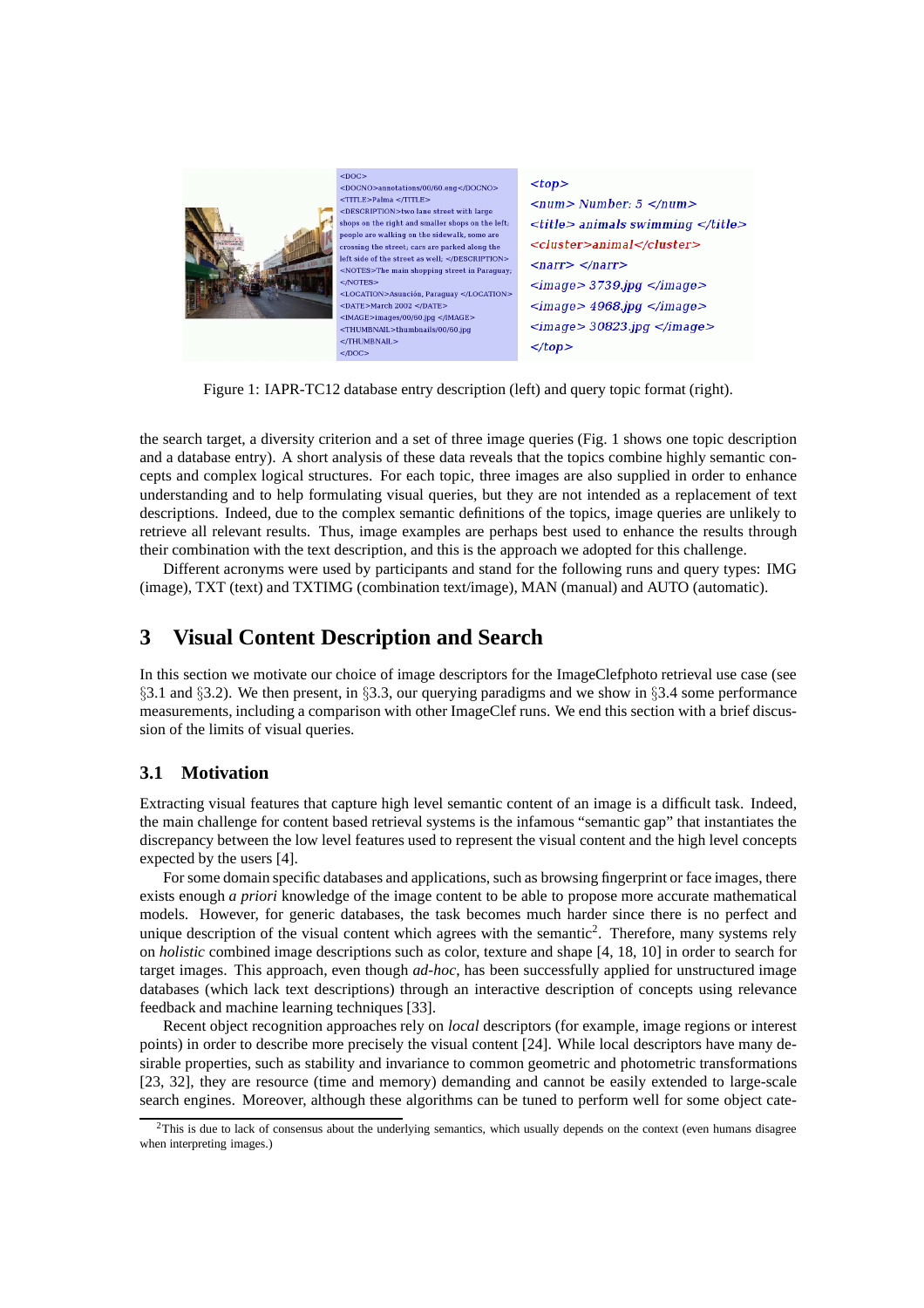Figure 1: IAPR-TC12 database entry description (left) and query topic format (right).

the search target, a diversity criterion and a set of three image queries (Fig. 1 shows one topic description and a database entry). A short analysis of these data reveals that the topics combine highly semantic concepts and complex logical structures. For each topic, three images are also supplied in order to enhance understanding and to help formulating visual queries, but they are not intended as a replacement of text descriptions. Indeed, due to the complex semantic definitions of the topics, image queries are unlikely to retrieve all relevant results. Thus, image examples are perhaps best used to enhance the results through their combination with the text description, and this is the approach we adopted for this challenge.

Different acronyms were used by participants and stand for the following runs and query types: IMG (image), TXT (text) and TXTIMG (combination text/image), MAN (manual) and AUTO (automatic).

## 3 Visual Content Description and Search

In this section we motivate our choice of image descriptors for the ImageClefphoto retrieval use case (see §3.1 and §3.2). We then present, in §3.3, our querying paradigms and we show in §3.4 some performance measurements, including a comparison with other ImageClef runs. We end this section with a brief discussion of the limits of visual queries.

### 3.1 Motivation

Extracting visual features that capture high level semantic content of an image is a difficult task. Indeed, the main challenge for content based retrieval systems is the infamous "semantic gap" that instantiates the discrepancy between the low level features used to represent the visual content and the high level concepts expected by the users [4].

For some domain specific databases and applications, such as browsing fingerprint or face images, there exists enough *a priori* knowledge of the image content to be able to propose more accurate mathematical models. However, for generic databases, the task becomes much harder since there is no perfect and unique description of the visual content which agrees with the semantic[2]. Therefore, many systems rely on *holistic* combined image descriptions such as color, texture and shape [4, 18, 10] in order to search for target images. This approach, even though *ad-hoc*, has been successfully applied for unstructured image databases (which lack text descriptions) through an interactive description of concepts using relevance feedback and machine learning techniques [33].

Recent object recognition approaches rely on *local* descriptors (for example, image regions or interest points) in order to describe more precisely the visual content [24]. While local descriptors have many desirable properties, such as stability and invariance to common geometric and photometric transformations [23, 32], they are resource (time and memory) demanding and cannot be easily extended to large-scale search engines. Moreover, although these algorithms can be tuned to perform well for some object cate-

[2] This is due to lack of consensus about the underlying semantics, which usually depends on the context (even humans disagree when interpreting images.)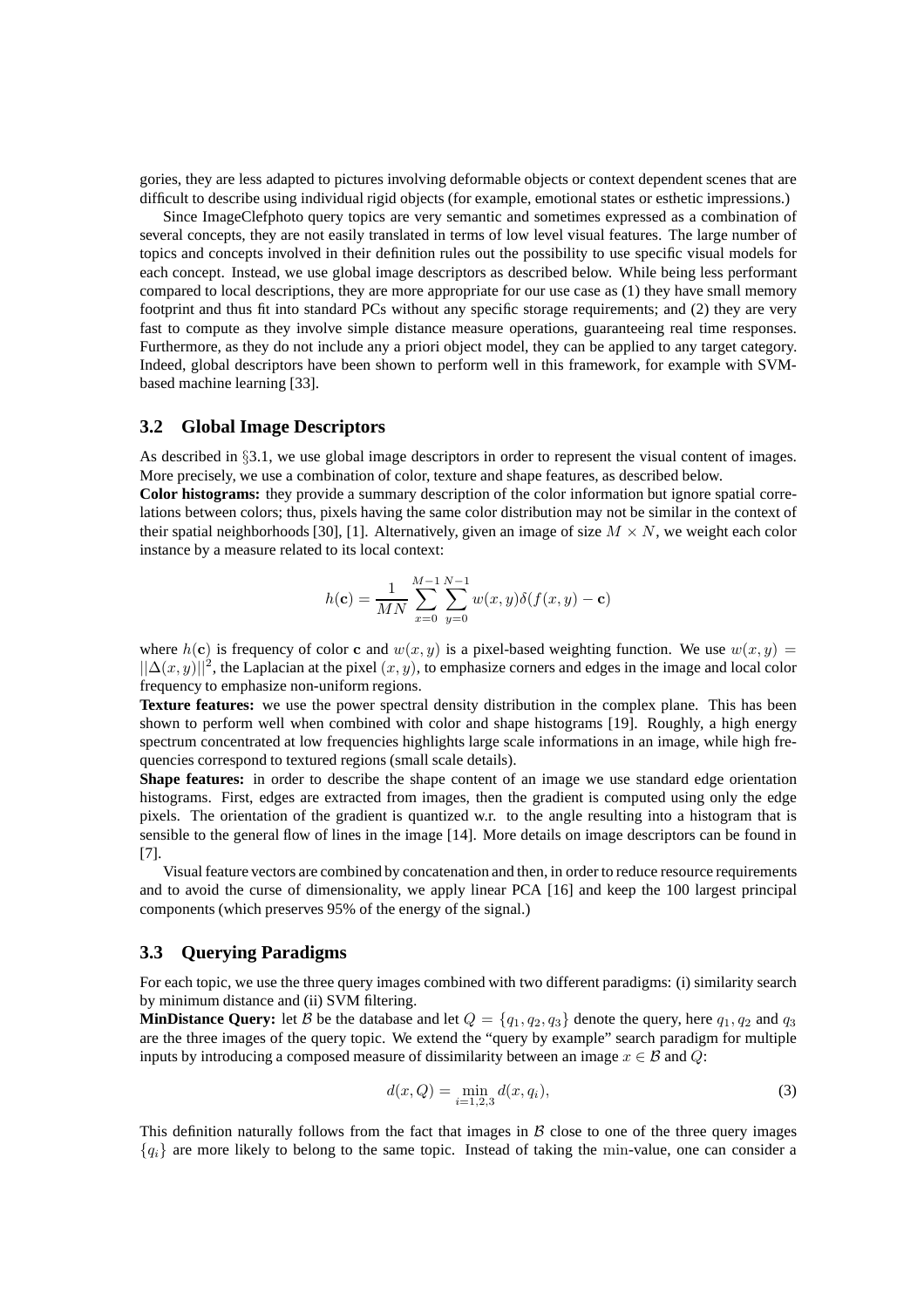gories, they are less adapted to pictures involving deformable objects or context dependent scenes that are difficult to describe using individual rigid objects (for example, emotional states or esthetic impressions.)

Since ImageClefphoto query topics are very semantic and sometimes expressed as a combination of several concepts, they are not easily translated in terms of low level visual features. The large number of topics and concepts involved in their definition rules out the possibility to use specific visual models for each concept. Instead, we use global image descriptors as described below. While being less performant compared to local descriptions, they are more appropriate for our use case as (1) they have small memory footprint and thus fit into standard PCs without any specific storage requirements; and (2) they are very fast to compute as they involve simple distance measure operations, guaranteeing real time responses. Furthermore, as they do not include any a priori object model, they can be applied to any target category. Indeed, global descriptors have been shown to perform well in this framework, for example with SVM-based machine learning [33].

### 3.2 Global Image Descriptors

As described in §3.1, we use global image descriptors in order to represent the visual content of images. More precisely, we use a combination of color, texture and shape features, as described below.

**Color histograms:** they provide a summary description of the color information but ignore spatial correlations between colors; thus, pixels having the same color distribution may not be similar in the context of their spatial neighborhoods [30], [1]. Alternatively, given an image of size $M \times N$, we weight each color instance by a measure related to its local context:

$$h(\mathbf{c}) = \frac{1}{MN} \sum_{x=0}^{M-1} \sum_{y=0}^{N-1} w(x,y) \delta(f(x,y) - \mathbf{c})$$

where $h(\mathbf{c})$ is frequency of color $\mathbf{c}$ and $w(x,y)$ is a pixel-based weighting function. We use $w(x,y) = ||\Delta(x,y)||^2$, the Laplacian at the pixel $(x,y)$, to emphasize corners and edges in the image and local color frequency to emphasize non-uniform regions.

**Texture features:** we use the power spectral density distribution in the complex plane. This has been shown to perform well when combined with color and shape histograms [19]. Roughly, a high energy spectrum concentrated at low frequencies highlights large scale informations in an image, while high frequencies correspond to textured regions (small scale details).

**Shape features:** in order to describe the shape content of an image we use standard edge orientation histograms. First, edges are extracted from images, then the gradient is computed using only the edge pixels. The orientation of the gradient is quantized w.r. to the angle resulting into a histogram that is sensible to the general flow of lines in the image [14]. More details on image descriptors can be found in [7].

Visual feature vectors are combined by concatenation and then, in order to reduce resource requirements and to avoid the curse of dimensionality, we apply linear PCA [16] and keep the 100 largest principal components (which preserves 95% of the energy of the signal.)

### 3.3 Querying Paradigms

For each topic, we use the three query images combined with two different paradigms: (i) similarity search by minimum distance and (ii) SVM filtering.

**MinDistance Query:** let $\mathcal{B}$ be the database and let $Q = \{q_1, q_2, q_3\}$ denote the query, here $q_1, q_2$ and $q_3$ are the three images of the query topic. We extend the "query by example" search paradigm for multiple inputs by introducing a composed measure of dissimilarity between an image $x \in \mathcal{B}$ and $Q$:

$$d(x, Q) = \min_{i=1,2,3} d(x, q_i), \tag{3}$$

This definition naturally follows from the fact that images in $\mathcal{B}$ close to one of the three query images $\{q_i\}$ are more likely to belong to the same topic. Instead of taking the $\min$-value, one can consider a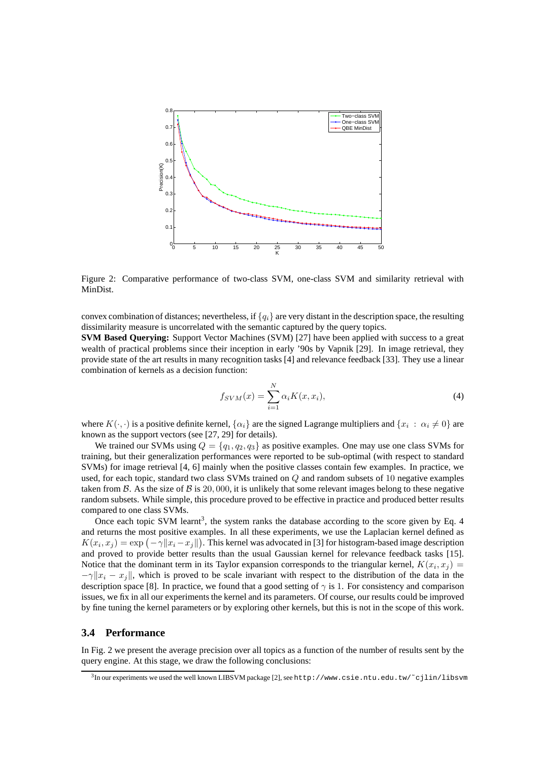Figure 2: Comparative performance of two-class SVM, one-class SVM and similarity retrieval with MinDist.

convex combination of distances; nevertheless, if $\{q_i\}$ are very distant in the description space, the resulting dissimilarity measure is uncorrelated with the semantic captured by the query topics.

**SVM Based Querying:** Support Vector Machines (SVM) [27] have been applied with success to a great wealth of practical problems since their inception in early '90s by Vapnik [29]. In image retrieval, they provide state of the art results in many recognition tasks [4] and relevance feedback [33]. They use a linear combination of kernels as a decision function:

$$f_{SVM}(x) = \sum_{i=1}^{N} \alpha_i K(x, x_i), \tag{4}$$

where $K(\cdot, \cdot)$ is a positive definite kernel, $\{\alpha_i\}$ are the signed Lagrange multipliers and $\{x_i : \alpha_i \neq 0\}$ are known as the support vectors (see [27, 29] for details).

We trained our SVMs using $Q = \{q_1, q_2, q_3\}$ as positive examples. One may use one class SVMs for training, but their generalization performances were reported to be sub-optimal (with respect to standard SVMs) for image retrieval [4, 6] mainly when the positive classes contain few examples. In practice, we used, for each topic, standard two class SVMs trained on $Q$ and random subsets of $10$ negative examples taken from $\mathcal{B}$. As the size of $\mathcal{B}$ is $20,000$, it is unlikely that some relevant images belong to these negative random subsets. While simple, this procedure proved to be effective in practice and produced better results compared to one class SVMs.

Once each topic SVM learnt[3], the system ranks the database according to the score given by Eq. 4 and returns the most positive examples. In all these experiments, we use the Laplacian kernel defined as $K(x_i, x_j) = \exp\left(-\gamma \|x_i - x_j\|\right)$. This kernel was advocated in [3] for histogram-based image description and proved to provide better results than the usual Gaussian kernel for relevance feedback tasks [15]. Notice that the dominant term in its Taylor expansion corresponds to the triangular kernel, $K(x_i, x_j) = -\gamma \|x_i - x_j\|$, which is proved to be scale invariant with respect to the distribution of the data in the description space [8]. In practice, we found that a good setting of $\gamma$ is $1$. For consistency and comparison issues, we fix in all our experiments the kernel and its parameters. Of course, our results could be improved by fine tuning the kernel parameters or by exploring other kernels, but this is not in the scope of this work.

## 3.4 Performance

In Fig. 2 we present the average precision over all topics as a function of the number of results sent by the query engine. At this stage, we draw the following conclusions:

[3] In our experiments we used the well known LIBSVM package [2], see `http://www.csie.ntu.edu.tw/~cjlin/libsvm`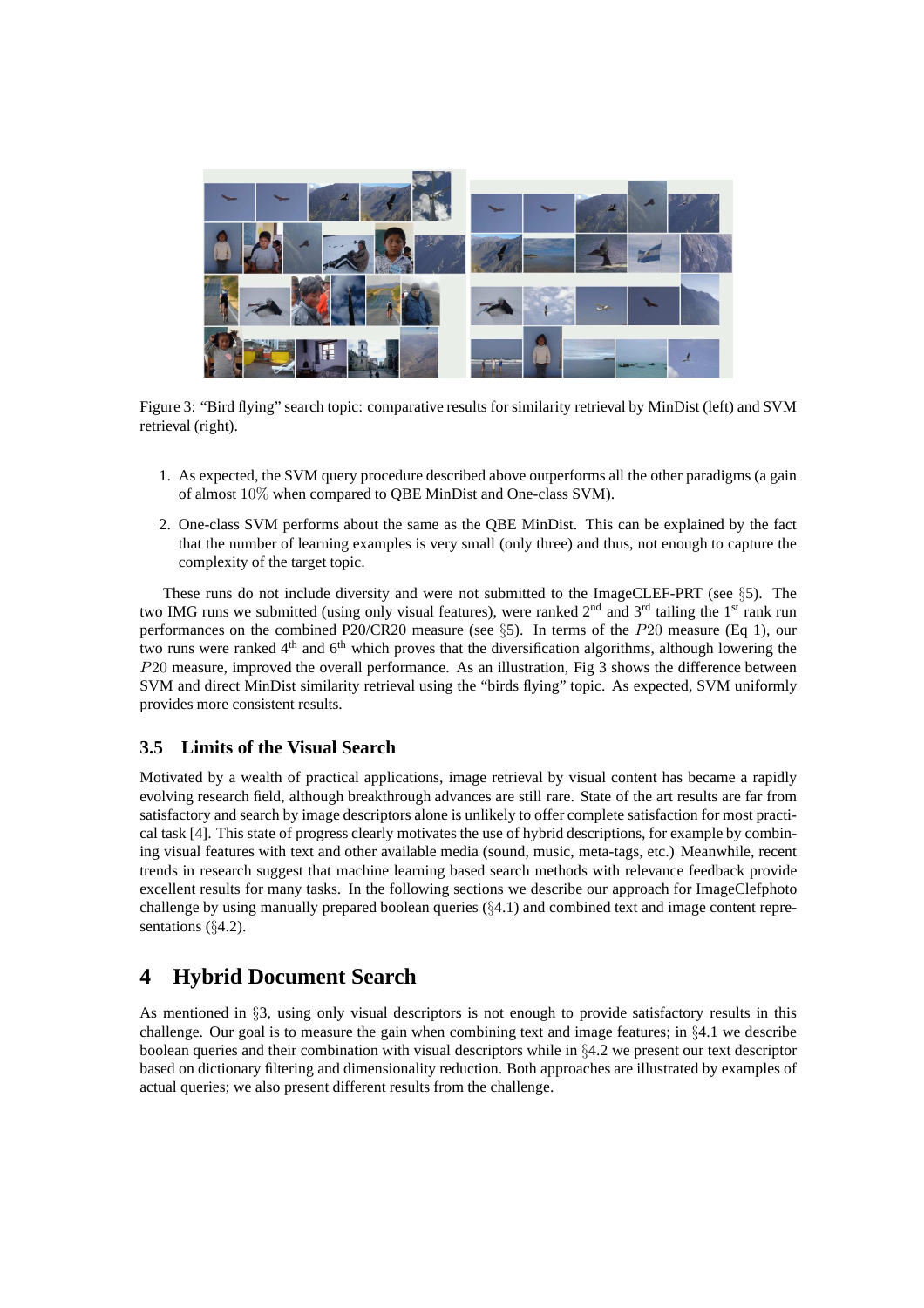Figure 3: “Bird flying” search topic: comparative results for similarity retrieval by MinDist (left) and SVM retrieval (right).

1. As expected, the SVM query procedure described above outperforms all the other paradigms (a gain of almost $10\%$ when compared to QBE MinDist and One-class SVM).
2. One-class SVM performs about the same as the QBE MinDist. This can be explained by the fact that the number of learning examples is very small (only three) and thus, not enough to capture the complexity of the target topic.

These runs do not include diversity and were not submitted to the ImageCLEF-PRT (see §5). The two IMG runs we submitted (using only visual features), were ranked 2nd and 3rd tailing the 1st rank run performances on the combined P20/CR20 measure (see §5). In terms of the $P20$ measure (Eq 1), our two runs were ranked 4th and 6th which proves that the diversification algorithms, although lowering the $P20$ measure, improved the overall performance. As an illustration, Fig 3 shows the difference between SVM and direct MinDist similarity retrieval using the “birds flying” topic. As expected, SVM uniformly provides more consistent results.

### 3.5 Limits of the Visual Search

Motivated by a wealth of practical applications, image retrieval by visual content has became a rapidly evolving research field, although breakthrough advances are still rare. State of the art results are far from satisfactory and search by image descriptors alone is unlikely to offer complete satisfaction for most practical task [4]. This state of progress clearly motivates the use of hybrid descriptions, for example by combining visual features with text and other available media (sound, music, meta-tags, etc.) Meanwhile, recent trends in research suggest that machine learning based search methods with relevance feedback provide excellent results for many tasks. In the following sections we describe our approach for ImageClefphoto challenge by using manually prepared boolean queries (§4.1) and combined text and image content representations (§4.2).

## 4 Hybrid Document Search

As mentioned in §3, using only visual descriptors is not enough to provide satisfactory results in this challenge. Our goal is to measure the gain when combining text and image features; in §4.1 we describe boolean queries and their combination with visual descriptors while in §4.2 we present our text descriptor based on dictionary filtering and dimensionality reduction. Both approaches are illustrated by examples of actual queries; we also present different results from the challenge.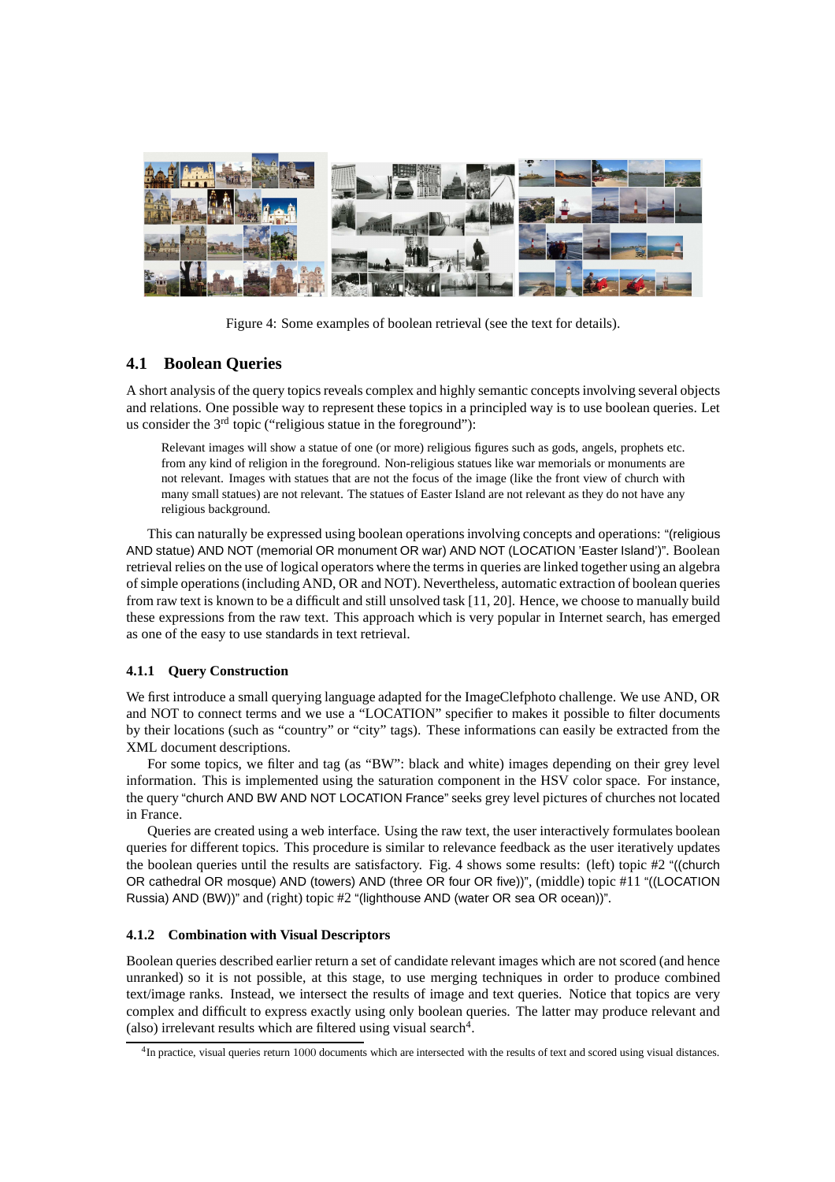Figure 4: Some examples of boolean retrieval (see the text for details).

## 4.1 Boolean Queries

A short analysis of the query topics reveals complex and highly semantic concepts involving several objects and relations. One possible way to represent these topics in a principled way is to use boolean queries. Let us consider the 3rd topic ("religious statue in the foreground"):

> Relevant images will show a statue of one (or more) religious figures such as gods, angels, prophets etc. from any kind of religion in the foreground. Non-religious statues like war memorials or monuments are not relevant. Images with statues that are not the focus of the image (like the front view of church with many small statues) are not relevant. The statues of Easter Island are not relevant as they do not have any religious background.

This can naturally be expressed using boolean operations involving concepts and operations: "(religious AND statue) AND NOT (memorial OR monument OR war) AND NOT (LOCATION 'Easter Island')". Boolean retrieval relies on the use of logical operators where the terms in queries are linked together using an algebra of simple operations (including AND, OR and NOT). Nevertheless, automatic extraction of boolean queries from raw text is known to be a difficult and still unsolved task [11, 20]. Hence, we choose to manually build these expressions from the raw text. This approach which is very popular in Internet search, has emerged as one of the easy to use standards in text retrieval.

### 4.1.1 Query Construction

We first introduce a small querying language adapted for the ImageClefphoto challenge. We use AND, OR and NOT to connect terms and we use a "LOCATION" specifier to makes it possible to filter documents by their locations (such as "country" or "city" tags). These informations can easily be extracted from the XML document descriptions.

For some topics, we filter and tag (as "BW": black and white) images depending on their grey level information. This is implemented using the saturation component in the HSV color space. For instance, the query "church AND BW AND NOT LOCATION France" seeks grey level pictures of churches not located in France.

Queries are created using a web interface. Using the raw text, the user interactively formulates boolean queries for different topics. This procedure is similar to relevance feedback as the user iteratively updates the boolean queries until the results are satisfactory. Fig. 4 shows some results: (left) topic #2 "((church OR cathedral OR mosque) AND (towers) AND (three OR four OR five))", (middle) topic #11 "((LOCATION Russia) AND (BW))" and (right) topic #2 "(lighthouse AND (water OR sea OR ocean))".

### 4.1.2 Combination with Visual Descriptors

Boolean queries described earlier return a set of candidate relevant images which are not scored (and hence unranked) so it is not possible, at this stage, to use merging techniques in order to produce combined text/image ranks. Instead, we intersect the results of image and text queries. Notice that topics are very complex and difficult to express exactly using only boolean queries. The latter may produce relevant and (also) irrelevant results which are filtered using visual search[4].

[4] In practice, visual queries return 1000 documents which are intersected with the results of text and scored using visual distances.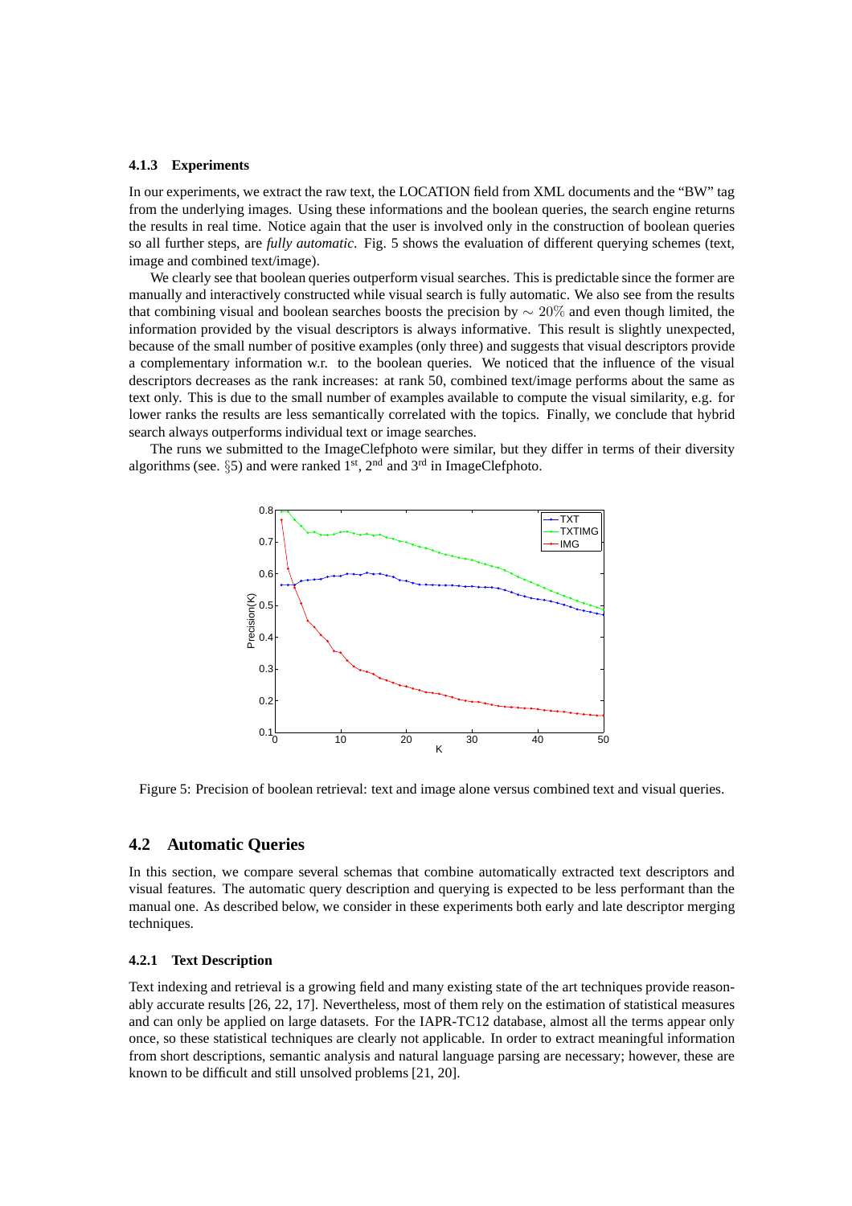#### 4.1.3 Experiments

In our experiments, we extract the raw text, the LOCATION field from XML documents and the "BW" tag from the underlying images. Using these informations and the boolean queries, the search engine returns the results in real time. Notice again that the user is involved only in the construction of boolean queries so all further steps, are *fully automatic*. Fig. 5 shows the evaluation of different querying schemes (text, image and combined text/image).

We clearly see that boolean queries outperform visual searches. This is predictable since the former are manually and interactively constructed while visual search is fully automatic. We also see from the results that combining visual and boolean searches boosts the precision by $\sim 20\%$ and even though limited, the information provided by the visual descriptors is always informative. This result is slightly unexpected, because of the small number of positive examples (only three) and suggests that visual descriptors provide a complementary information w.r.t. to the boolean queries. We noticed that the influence of the visual descriptors decreases as the rank increases: at rank 50, combined text/image performs about the same as text only. This is due to the small number of examples available to compute the visual similarity, e.g. for lower ranks the results are less semantically correlated with the topics. Finally, we conclude that hybrid search always outperforms individual text or image searches.

The runs we submitted to the ImageClefphoto were similar, but they differ in terms of their diversity algorithms (see. §5) and were ranked 1st, 2nd and 3rd in ImageClefphoto.

Figure 5: Precision of boolean retrieval: text and image alone versus combined text and visual queries.

## 4.2 Automatic Queries

In this section, we compare several schemas that combine automatically extracted text descriptors and visual features. The automatic query description and querying is expected to be less performant than the manual one. As described below, we consider in these experiments both early and late descriptor merging techniques.

#### 4.2.1 Text Description

Text indexing and retrieval is a growing field and many existing state of the art techniques provide reasonably accurate results [26, 22, 17]. Nevertheless, most of them rely on the estimation of statistical measures and can only be applied on large datasets. For the IAPR-TC12 database, almost all the terms appear only once, so these statistical techniques are clearly not applicable. In order to extract meaningful information from short descriptions, semantic analysis and natural language parsing are necessary; however, these are known to be difficult and still unsolved problems [21, 20].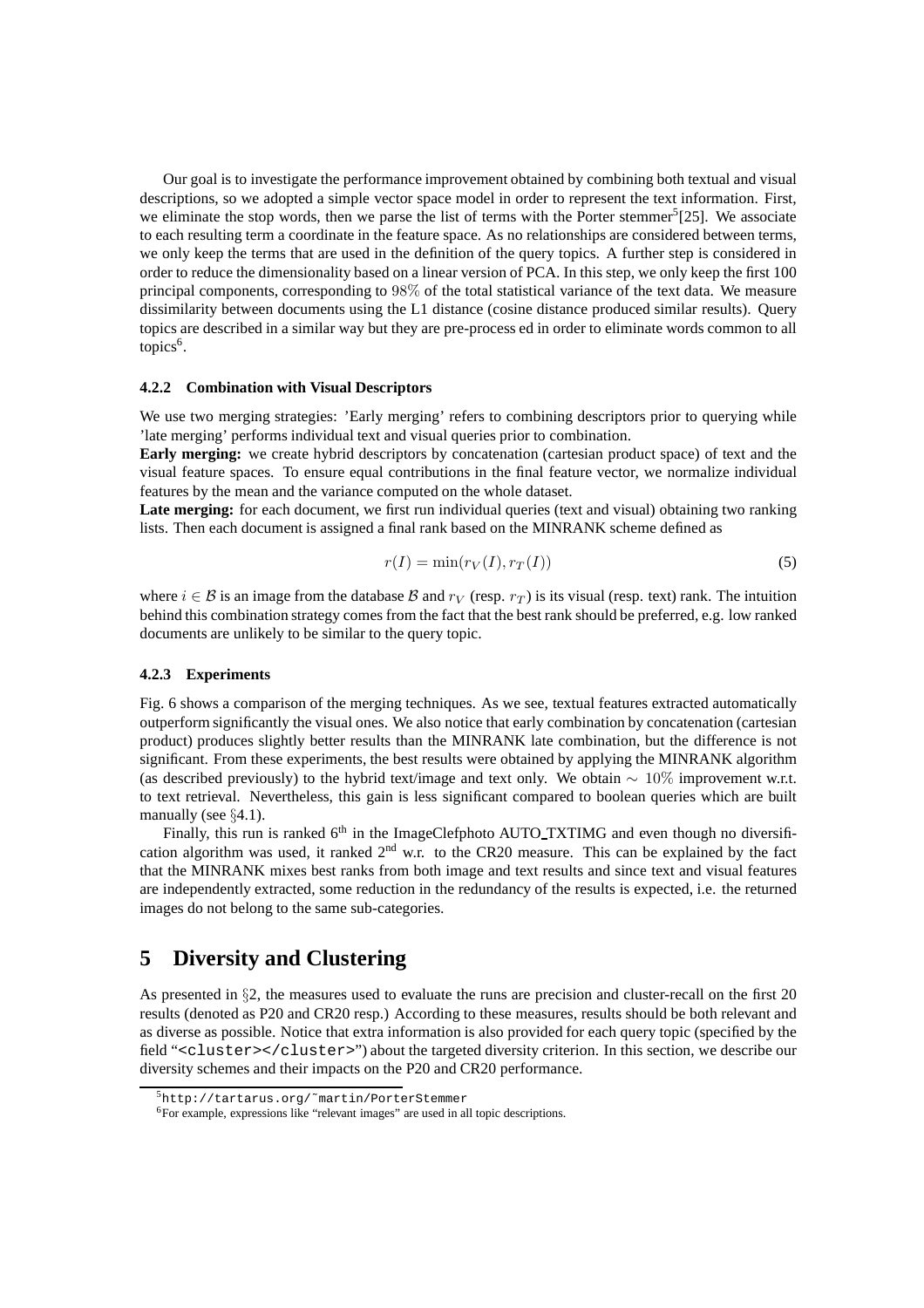Our goal is to investigate the performance improvement obtained by combining both textual and visual descriptions, so we adopted a simple vector space model in order to represent the text information. First, we eliminate the stop words, then we parse the list of terms with the Porter stemmer[5][25]. We associate to each resulting term a coordinate in the feature space. As no relationships are considered between terms, we only keep the terms that are used in the definition of the query topics. A further step is considered in order to reduce the dimensionality based on a linear version of PCA. In this step, we only keep the first 100 principal components, corresponding to $98\%$ of the total statistical variance of the text data. We measure dissimilarity between documents using the L1 distance (cosine distance produced similar results). Query topics are described in a similar way but they are pre-process ed in order to eliminate words common to all topics[6].

#### 4.2.2 Combination with Visual Descriptors

We use two merging strategies: 'Early merging' refers to combining descriptors prior to querying while 'late merging' performs individual text and visual queries prior to combination.

**Early merging:** we create hybrid descriptors by concatenation (cartesian product space) of text and the visual feature spaces. To ensure equal contributions in the final feature vector, we normalize individual features by the mean and the variance computed on the whole dataset.

**Late merging:** for each document, we first run individual queries (text and visual) obtaining two ranking lists. Then each document is assigned a final rank based on the MINRANK scheme defined as

$$r(I) = \min(r_V(I), r_T(I)) \tag{5}$$

where $i \in \mathcal{B}$ is an image from the database $\mathcal{B}$ and $r_V$ (resp. $r_T$) is its visual (resp. text) rank. The intuition behind this combination strategy comes from the fact that the best rank should be preferred, e.g. low ranked documents are unlikely to be similar to the query topic.

#### 4.2.3 Experiments

Fig. 6 shows a comparison of the merging techniques. As we see, textual features extracted automatically outperform significantly the visual ones. We also notice that early combination by concatenation (cartesian product) produces slightly better results than the MINRANK late combination, but the difference is not significant. From these experiments, the best results were obtained by applying the MINRANK algorithm (as described previously) to the hybrid text/image and text only. We obtain $\sim 10\%$ improvement w.r.t. to text retrieval. Nevertheless, this gain is less significant compared to boolean queries which are built manually (see §4.1).

Finally, this run is ranked 6th in the ImageClefphoto AUTO_TXTIMG and even though no diversification algorithm was used, it ranked 2nd w.r. to the CR20 measure. This can be explained by the fact that the MINRANK mixes best ranks from both image and text results and since text and visual features are independently extracted, some reduction in the redundancy of the results is expected, i.e. the returned images do not belong to the same sub-categories.

# 5 Diversity and Clustering

As presented in §2, the measures used to evaluate the runs are precision and cluster-recall on the first 20 results (denoted as P20 and CR20 resp.) According to these measures, results should be both relevant and as diverse as possible. Notice that extra information is also provided for each query topic (specified by the field "`<cluster></cluster>`") about the targeted diversity criterion. In this section, we describe our diversity schemes and their impacts on the P20 and CR20 performance.

[5] `http://tartarus.org/~martin/PorterStemmer`

[6] For example, expressions like "relevant images" are used in all topic descriptions.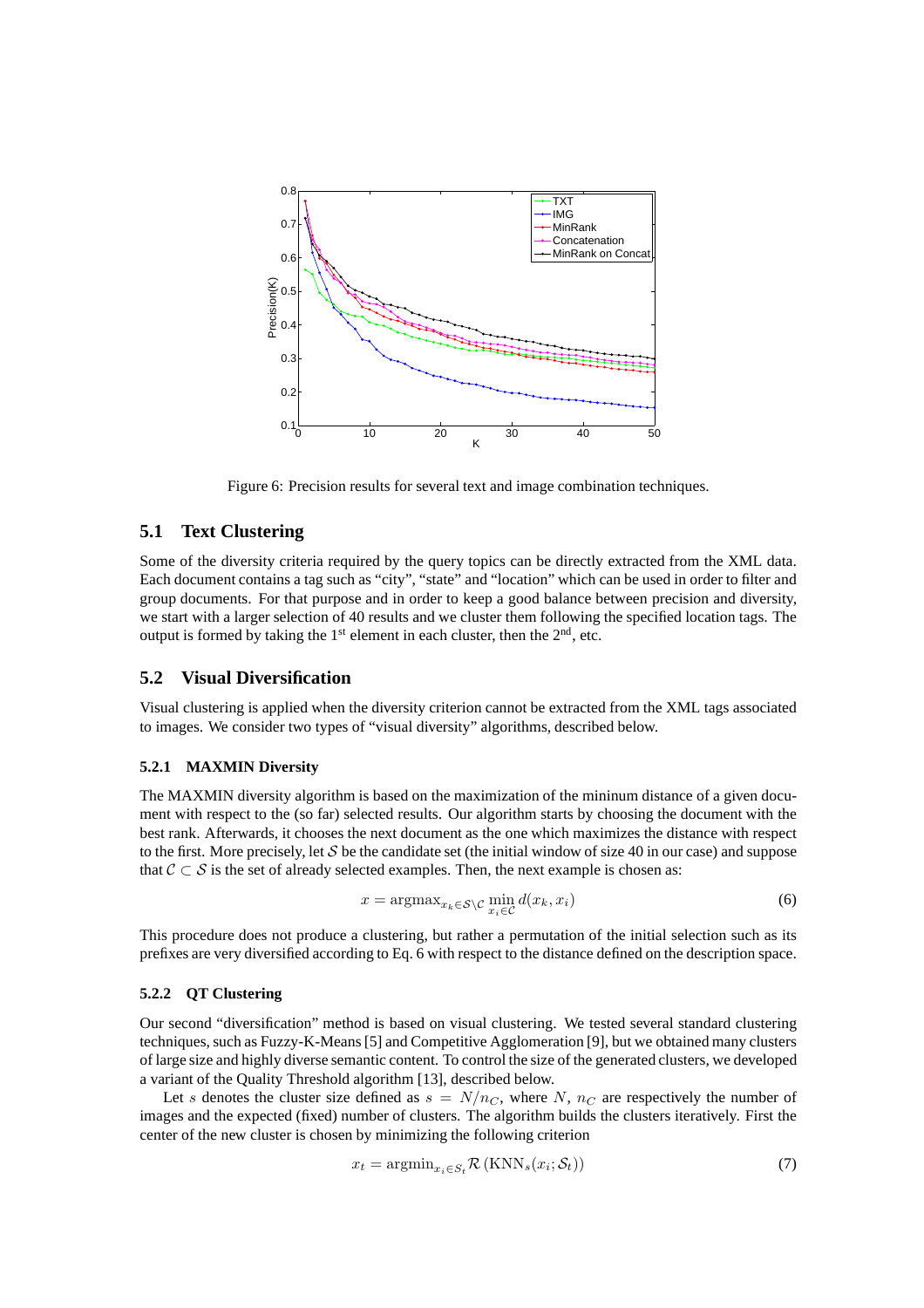Figure 6: Precision results for several text and image combination techniques.

## 5.1 Text Clustering

Some of the diversity criteria required by the query topics can be directly extracted from the XML data. Each document contains a tag such as "city", "state" and "location" which can be used in order to filter and group documents. For that purpose and in order to keep a good balance between precision and diversity, we start with a larger selection of 40 results and we cluster them then following the specified location tags. The output is formed by taking the 1st element in each cluster, then the 2nd, etc.

## 5.2 Visual Diversification

Visual clustering is applied when the diversity criterion cannot be extracted from the XML tags associated to images. We consider two types of "visual diversity" algorithms, described below.

### 5.2.1 MAXMIN Diversity

The MAXMIN diversity algorithm is based on the maximization of the mininum distance of a given document with respect to the (so far) selected results. Our algorithm starts by choosing the document with the best rank. Afterwards, it chooses the next document as the one which maximizes the distance with respect to the first. More precisely, let $\mathcal{S}$ be the candidate set (the initial window of size 40 in our case) and suppose that $\mathcal{C} \subset \mathcal{S}$ is the set of already selected examples. Then, the next example is chosen as:

$$x = \text{argmax}_{x_k \in \mathcal{S} \setminus \mathcal{C}} \min_{x_i \in \mathcal{C}} d(x_k, x_i) \tag{6}$$

This procedure does not produce a clustering, but rather a permutation of the initial selection such as its prefixes are very diversified according to Eq. 6 with respect to the distance defined on the description space.

### 5.2.2 QT Clustering

Our second "diversification" method is based on visual clustering. We tested several standard clustering techniques, such as Fuzzy-K-Means [5] and Competitive Agglomeration [9], but we obtained many clusters of large size and highly diverse semantic content. To control the size of the generated clusters, we developed a variant of the Quality Threshold algorithm [13], described below.

Let $s$ denotes the cluster size defined as $s = N/n_C$, where $N$, $n_C$ are respectively the number of images and the expected (fixed) number of clusters. The algorithm builds the clusters iteratively. First the center of the new cluster is chosen by minimizing the following criterion

$$x_t = \text{argmin}_{x_i \in S_t} \mathcal{R}\left(\text{KNN}_s(x_i; \mathcal{S}_t)\right) \tag{7}$$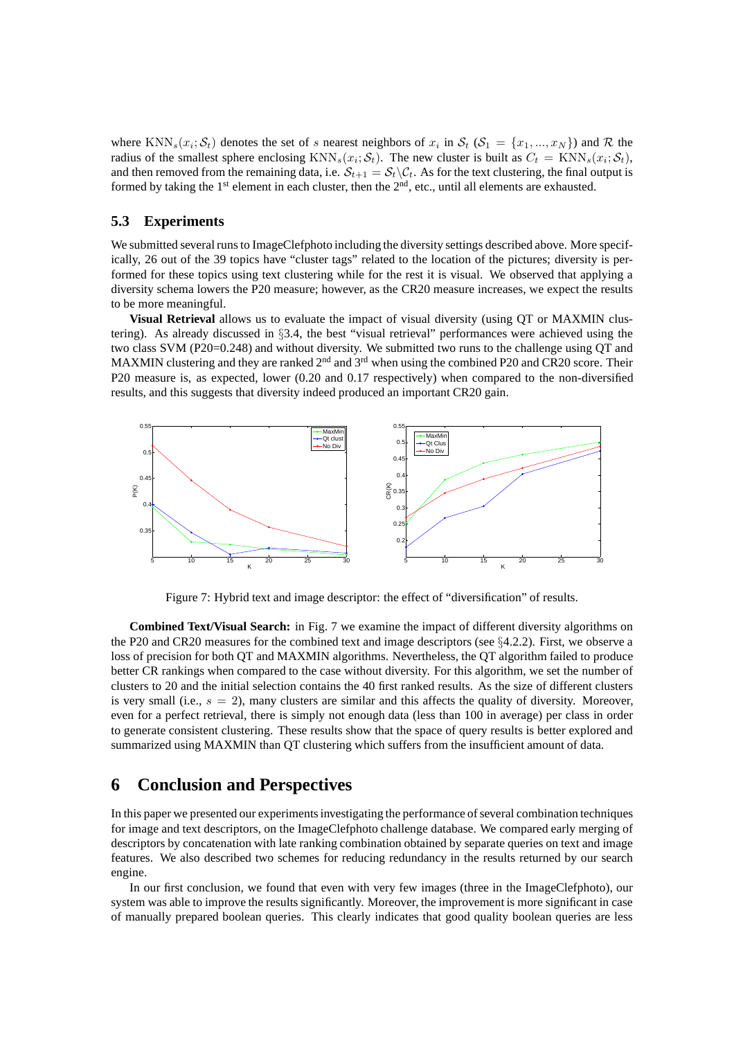where $\text{KNN}_s(x_i; \mathcal{S}_t)$ denotes the set of $s$ nearest neighbors of $x_i$ in $\mathcal{S}_t$ ($\mathcal{S}_1 = \{x_1, ..., x_N\}$) and $\mathcal{R}$ the radius of the smallest sphere enclosing $\text{KNN}_s(x_i; \mathcal{S}_t)$. The new cluster is built as $C_t = \text{KNN}_s(x_i; \mathcal{S}_t)$, and then removed from the remaining data, i.e. $\mathcal{S}_{t+1} = \mathcal{S}_t \backslash \mathcal{C}_t$. As for the text clustering, the final output is formed by taking the 1st element in each cluster, then the 2nd, etc., until all elements are exhausted.

### 5.3 Experiments

We submitted several runs to ImageClefphoto including the diversity settings described above. More specifically, 26 out of the 39 topics have "cluster tags" related to the location of the pictures; diversity is performed for these topics using text clustering while for the rest it is visual. We observed that applying a diversity schema lowers the P20 measure; however, as the CR20 measure increases, we expect the results to be more meaningful.

**Visual Retrieval** allows us to evaluate the impact of visual diversity (using QT or MAXMIN clustering). As already discussed in §3.4, the best "visual retrieval" performances were achieved using the two class SVM (P20=0.248) and without diversity. We submitted two runs to the challenge using QT and MAXMIN clustering and they are ranked 2nd and 3rd when using the combined P20 and CR20 score. Their P20 measure is, as expected, lower (0.20 and 0.17 respectively) when compared to the non-diversified results, and this suggests that diversity indeed produced an important CR20 gain.

Figure 7: Hybrid text and image descriptor: the effect of "diversification" of results.

**Combined Text/Visual Search:** in Fig. 7 we examine the impact of different diversity algorithms on the P20 and CR20 measures for the combined text and image descriptors (see §4.2.2). First, we observe a loss of precision for both QT and MAXMIN algorithms. Nevertheless, the QT algorithm failed to produce better CR rankings when compared to the case without diversity. For this algorithm, we set the number of clusters to 20 and the initial selection contains the 40 first ranked results. As the size of different clusters is very small (i.e., $s = 2$), many clusters are similar and this affects the quality of diversity. Moreover, even for a perfect retrieval, there is simply not enough data (less than 100 in average) per class in order to generate consistent clustering. These results show that the space of query results is better explored and summarized using MAXMIN than QT clustering which suffers from the insufficient amount of data.

# 6 Conclusion and Perspectives

In this paper we presented our experiments investigating the performance of several combination techniques for image and text descriptors, on the ImageClefphoto challenge database. We compared early merging of descriptors by concatenation with late ranking combination obtained by separate queries on text and image features. We also described two schemes for reducing redundancy in the results returned by our search engine.

In our first conclusion, we found that even with very few images (three in the ImageClefphoto), our system was able to improve the results significantly. Moreover, the improvement is more significant in case of manually prepared boolean queries. This clearly indicates that good quality boolean queries are less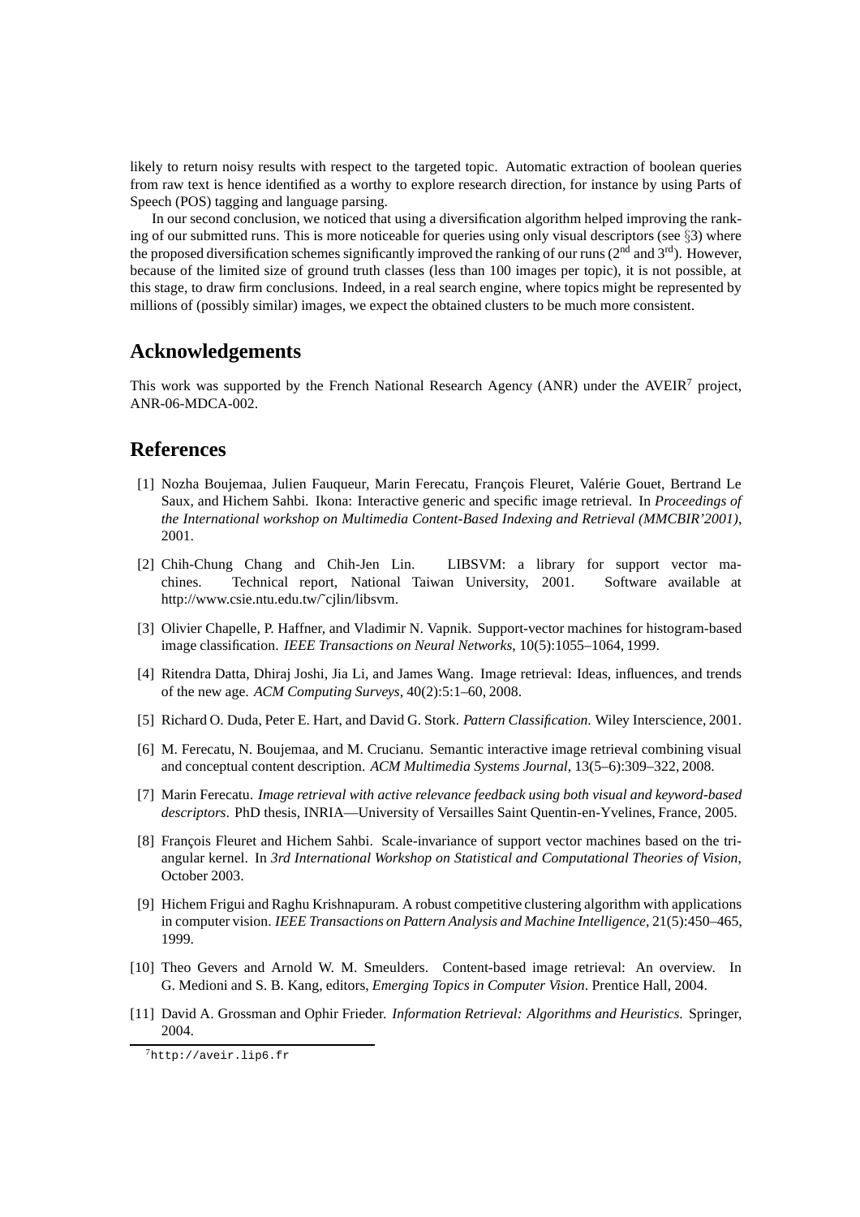likely to return noisy results with respect to the targeted topic. Automatic extraction of boolean queries from raw text is hence identified as a worthy to explore research direction, for instance by using Parts of Speech (POS) tagging and language parsing.

In our second conclusion, we noticed that using a diversification algorithm helped improving the ranking of our submitted runs. This is more noticeable for queries using only visual descriptors (see §3) where the proposed diversification schemes significantly improved the ranking of our runs ($2^{nd}$ and $3^{rd}$). However, because of the limited size of ground truth classes (less than 100 images per topic), it is not possible, at this stage, to draw firm conclusions. Indeed, in a real search engine, where topics might be represented by millions of (possibly similar) images, we expect the obtained clusters to be much more consistent.

## Acknowledgements

This work was supported by the French National Research Agency (ANR) under the AVEIR[7] project, ANR-06-MDCA-002.

## References

[1] Nozha Boujemaa, Julien Fauqueur, Marin Ferecatu, François Fleuret, Valérie Gouet, Bertrand Le Saux, and Hichem Sahbi. Ikona: Interactive generic and specific image retrieval. In *Proceedings of the International workshop on Multimedia Content-Based Indexing and Retrieval (MMCBIR'2001)*, 2001.

[2] Chih-Chung Chang and Chih-Jen Lin. LIBSVM: a library for support vector machines. Technical report, National Taiwan University, 2001. Software available at http://www.csie.ntu.edu.tw/~cjlin/libsvm.

[3] Olivier Chapelle, P. Haffner, and Vladimir N. Vapnik. Support-vector machines for histogram-based image classification. *IEEE Transactions on Neural Networks*, 10(5):1055–1064, 1999.

[4] Ritendra Datta, Dhiraj Joshi, Jia Li, and James Wang. Image retrieval: Ideas, influences, and trends of the new age. *ACM Computing Surveys*, 40(2):5:1–60, 2008.

[5] Richard O. Duda, Peter E. Hart, and David G. Stork. *Pattern Classification*. Wiley Interscience, 2001.

[6] M. Ferecatu, N. Boujemaa, and M. Crucianu. Semantic interactive image retrieval combining visual and conceptual content description. *ACM Multimedia Systems Journal*, 13(5–6):309–322, 2008.

[7] Marin Ferecatu. *Image retrieval with active relevance feedback using both visual and keyword-based descriptors*. PhD thesis, INRIA—University of Versailles Saint Quentin-en-Yvelines, France, 2005.

[8] François Fleuret and Hichem Sahbi. Scale-invariance of support vector machines based on the triangular kernel. In *3rd International Workshop on Statistical and Computational Theories of Vision*, October 2003.

[9] Hichem Frigui and Raghu Krishnapuram. A robust competitive clustering algorithm with applications in computer vision. *IEEE Transactions on Pattern Analysis and Machine Intelligence*, 21(5):450–465, 1999.

[10] Theo Gevers and Arnold W. M. Smeulders. Content-based image retrieval: An overview. In G. Medioni and S. B. Kang, editors, *Emerging Topics in Computer Vision*. Prentice Hall, 2004.

[11] David A. Grossman and Ophir Frieder. *Information Retrieval: Algorithms and Heuristics*. Springer, 2004.

[7] http://aveir.lip6.fr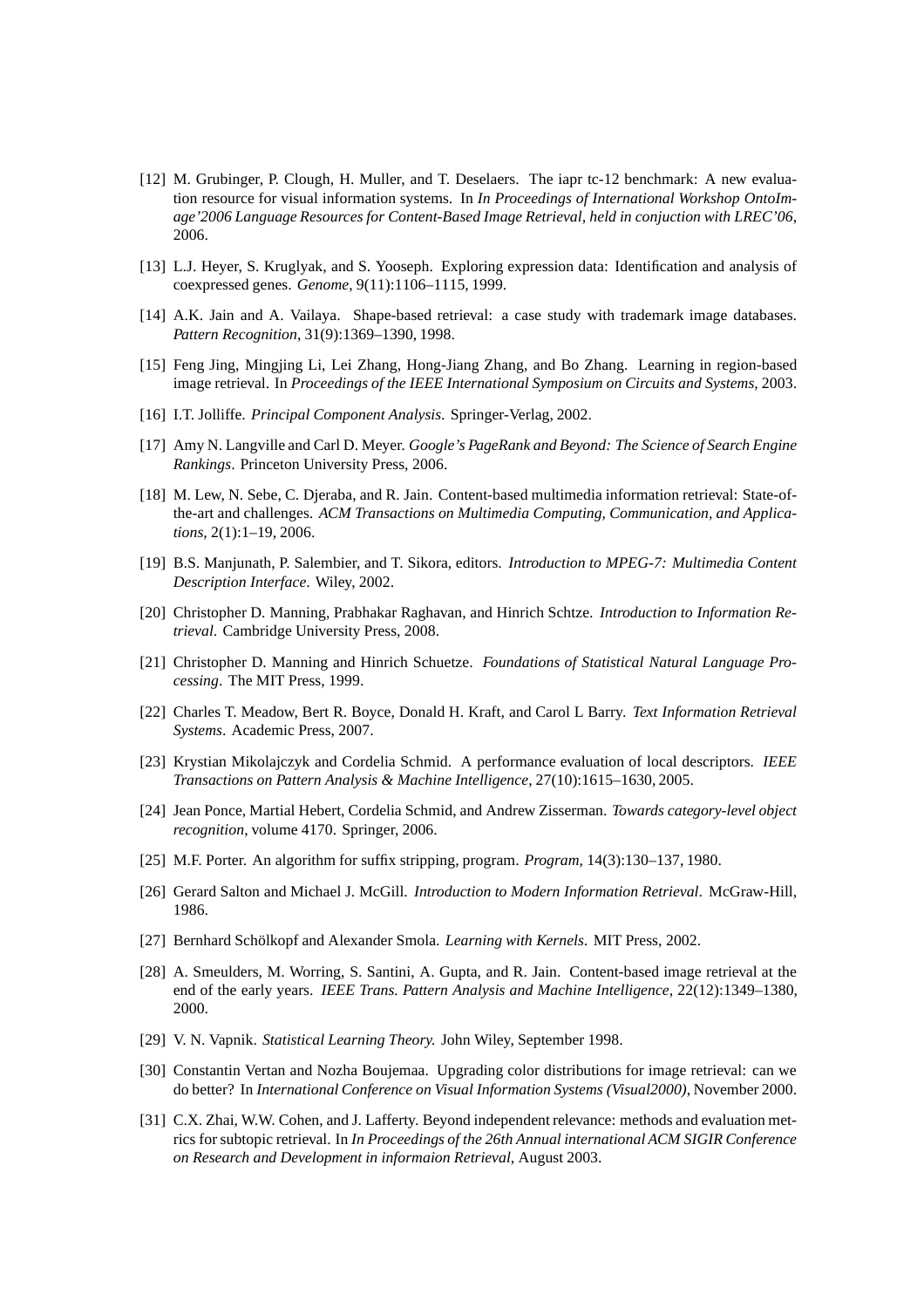- [12] M. Grubinger, P. Clough, H. Muller, and T. Deselaers. The iapr tc-12 benchmark: A new evaluation resource for visual information systems. In *In Proceedings of International Workshop OntoImage'2006 Language Resources for Content-Based Image Retrieval, held in conjuction with LREC'06*, 2006.
- [13] L.J. Heyer, S. Kruglyak, and S. Yooseph. Exploring expression data: Identification and analysis of coexpressed genes. *Genome*, 9(11):1106–1115, 1999.
- [14] A.K. Jain and A. Vailaya. Shape-based retrieval: a case study with trademark image databases. *Pattern Recognition*, 31(9):1369–1390, 1998.
- [15] Feng Jing, Mingjing Li, Lei Zhang, Hong-Jiang Zhang, and Bo Zhang. Learning in region-based image retrieval. In *Proceedings of the IEEE International Symposium on Circuits and Systems*, 2003.
- [16] I.T. Jolliffe. *Principal Component Analysis*. Springer-Verlag, 2002.
- [17] Amy N. Langville and Carl D. Meyer. *Google's PageRank and Beyond: The Science of Search Engine Rankings*. Princeton University Press, 2006.
- [18] M. Lew, N. Sebe, C. Djeraba, and R. Jain. Content-based multimedia information retrieval: State-of-the-art and challenges. *ACM Transactions on Multimedia Computing, Communication, and Applications*, 2(1):1–19, 2006.
- [19] B.S. Manjunath, P. Salembier, and T. Sikora, editors. *Introduction to MPEG-7: Multimedia Content Description Interface*. Wiley, 2002.
- [20] Christopher D. Manning, Prabhakar Raghavan, and Hinrich Schtze. *Introduction to Information Retrieval*. Cambridge University Press, 2008.
- [21] Christopher D. Manning and Hinrich Schuetze. *Foundations of Statistical Natural Language Processing*. The MIT Press, 1999.
- [22] Charles T. Meadow, Bert R. Boyce, Donald H. Kraft, and Carol L Barry. *Text Information Retrieval Systems*. Academic Press, 2007.
- [23] Krystian Mikolajczyk and Cordelia Schmid. A performance evaluation of local descriptors. *IEEE Transactions on Pattern Analysis & Machine Intelligence*, 27(10):1615–1630, 2005.
- [24] Jean Ponce, Martial Hebert, Cordelia Schmid, and Andrew Zisserman. *Towards category-level object recognition*, volume 4170. Springer, 2006.
- [25] M.F. Porter. An algorithm for suffix stripping, program. *Program*, 14(3):130–137, 1980.
- [26] Gerard Salton and Michael J. McGill. *Introduction to Modern Information Retrieval*. McGraw-Hill, 1986.
- [27] Bernhard Schölkopf and Alexander Smola. *Learning with Kernels*. MIT Press, 2002.
- [28] A. Smeulders, M. Worring, S. Santini, A. Gupta, and R. Jain. Content-based image retrieval at the end of the early years. *IEEE Trans. Pattern Analysis and Machine Intelligence*, 22(12):1349–1380, 2000.
- [29] V. N. Vapnik. *Statistical Learning Theory*. John Wiley, September 1998.
- [30] Constantin Vertan and Nozha Boujemaa. Upgrading color distributions for image retrieval: can we do better? In *International Conference on Visual Information Systems (Visual2000)*, November 2000.
- [31] C.X. Zhai, W.W. Cohen, and J. Lafferty. Beyond independent relevance: methods and evaluation metrics for subtopic retrieval. In *In Proceedings of the 26th Annual international ACM SIGIR Conference on Research and Development in informaion Retrieval*, August 2003.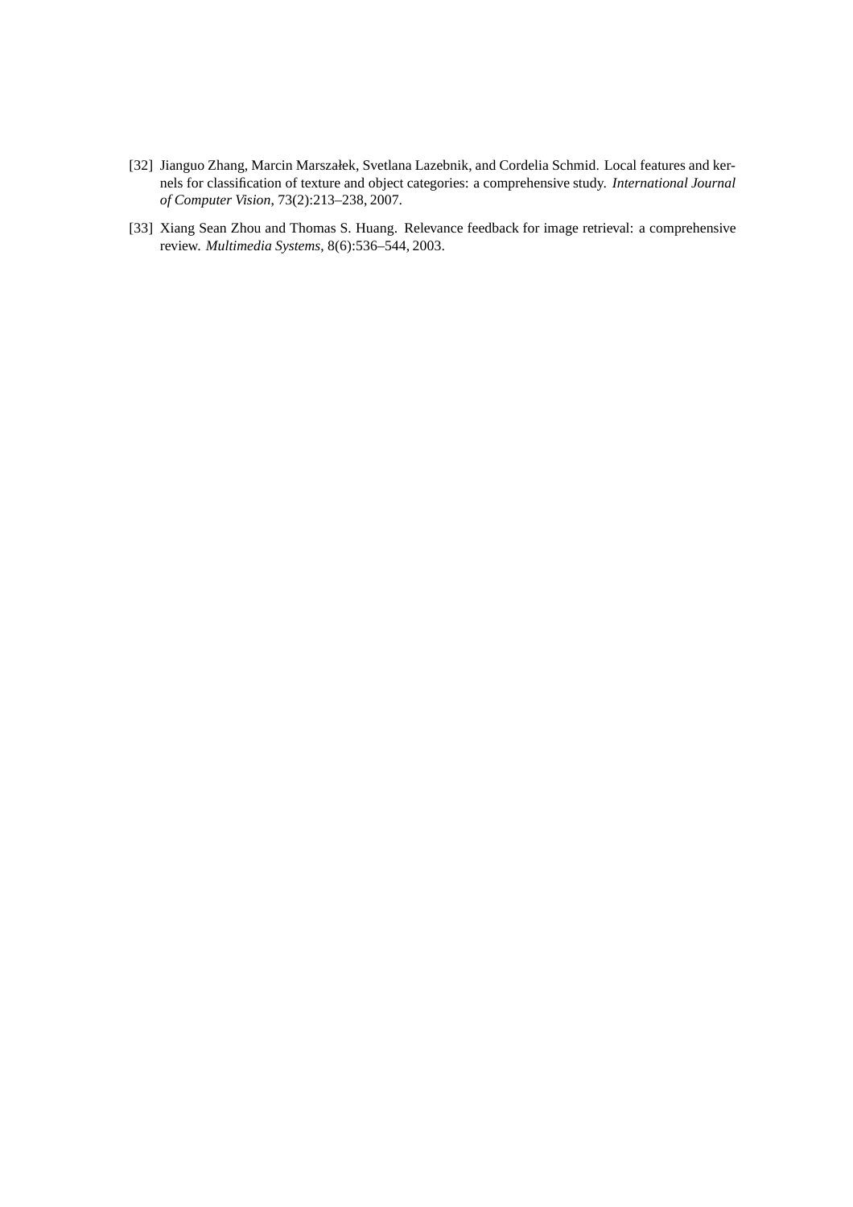[32] Jianguo Zhang, Marcin Marszałek, Svetlana Lazebnik, and Cordelia Schmid. Local features and kernels for classification of texture and object categories: a comprehensive study. *International Journal of Computer Vision*, 73(2):213–238, 2007.

[33] Xiang Sean Zhou and Thomas S. Huang. Relevance feedback for image retrieval: a comprehensive review. *Multimedia Systems*, 8(6):536–544, 2003.